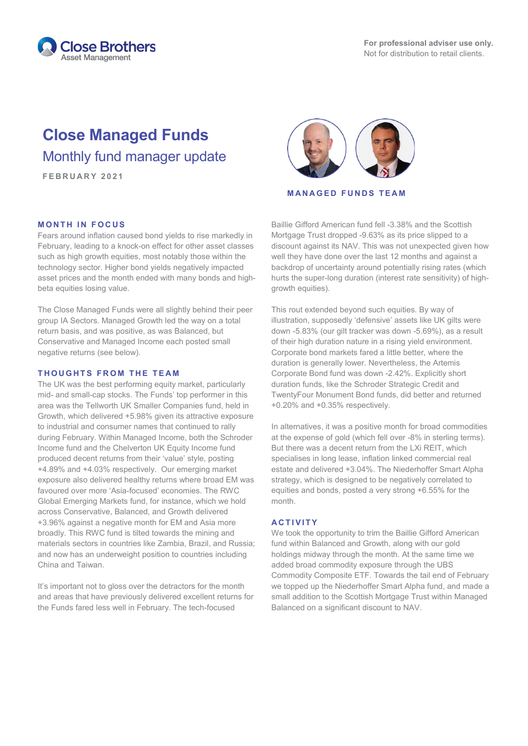Close Brothers Asset Management

**For professional adviser use only.**
Not for distribution to retail clients.

# Close Managed Funds

## Monthly fund manager update

FEBRUARY 2021

MANAGED FUNDS TEAM

### MONTH IN FOCUS

Fears around inflation caused bond yields to rise markedly in February, leading to a knock-on effect for other asset classes such as high growth equities, most notably those within the technology sector. Higher bond yields negatively impacted asset prices and the month ended with many bonds and high-beta equities losing value.

The Close Managed Funds were all slightly behind their peer group IA Sectors. Managed Growth led the way on a total return basis, and was positive, as was Balanced, but Conservative and Managed Income each posted small negative returns (see below).

### THOUGHTS FROM THE TEAM

The UK was the best performing equity market, particularly mid- and small-cap stocks. The Funds' top performer in this area was the Tellworth UK Smaller Companies fund, held in Growth, which delivered +5.98% given its attractive exposure to industrial and consumer names that continued to rally during February. Within Managed Income, both the Schroder Income fund and the Chelverton UK Equity Income fund produced decent returns from their 'value' style, posting +4.89% and +4.03% respectively. Our emerging market exposure also delivered healthy returns where broad EM was favoured over more 'Asia-focused' economies. The RWC Global Emerging Markets fund, for instance, which we hold across Conservative, Balanced, and Growth delivered +3.96% against a negative month for EM and Asia more broadly. This RWC fund is tilted towards the mining and materials sectors in countries like Zambia, Brazil, and Russia; and now has an underweight position to countries including China and Taiwan.

It's important not to gloss over the detractors for the month and areas that have previously delivered excellent returns for the Funds fared less well in February. The tech-focused Baillie Gifford American fund fell -3.38% and the Scottish Mortgage Trust dropped -9.63% as its price slipped to a discount against its NAV. This was not unexpected given how well they have done over the last 12 months and against a backdrop of uncertainty around potentially rising rates (which hurts the super-long duration (interest rate sensitivity) of high-growth equities).

This rout extended beyond such equities. By way of illustration, supposedly 'defensive' assets like UK gilts were down -5.83% (our gilt tracker was down -5.69%), as a result of their high duration nature in a rising yield environment. Corporate bond markets fared a little better, where the duration is generally lower. Nevertheless, the Artemis Corporate Bond fund was down -2.42%. Explicitly short duration funds, like the Schroder Strategic Credit and TwentyFour Monument Bond funds, did better and returned +0.20% and +0.35% respectively.

In alternatives, it was a positive month for broad commodities at the expense of gold (which fell over -8% in sterling terms). But there was a decent return from the LXi REIT, which specialises in long lease, inflation linked commercial real estate and delivered +3.04%. The Niederhoffer Smart Alpha strategy, which is designed to be negatively correlated to equities and bonds, posted a very strong +6.55% for the month.

### ACTIVITY

We took the opportunity to trim the Baillie Gifford American fund within Balanced and Growth, along with our gold holdings midway through the month. At the same time we added broad commodity exposure through the UBS Commodity Composite ETF. Towards the tail end of February we topped up the Niederhoffer Smart Alpha fund, and made a small addition to the Scottish Mortgage Trust within Managed Balanced on a significant discount to NAV.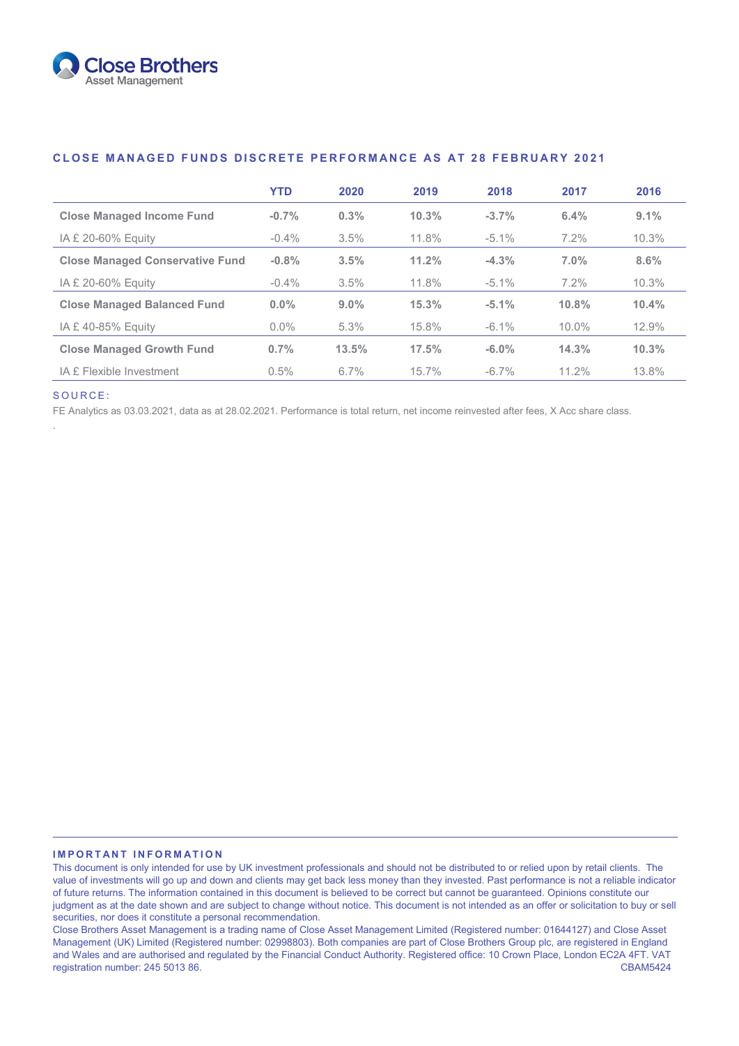## CLOSE MANAGED FUNDS DISCRETE PERFORMANCE AS AT 28 FEBRUARY 2021

| | YTD | 2020 | 2019 | 2018 | 2017 | 2016 |
|---|---|---|---|---|---|---|
| **Close Managed Income Fund** | **-0.7%** | **0.3%** | **10.3%** | **-3.7%** | **6.4%** | **9.1%** |
| IA £ 20-60% Equity | -0.4% | 3.5% | 11.8% | -5.1% | 7.2% | 10.3% |
| **Close Managed Conservative Fund** | **-0.8%** | **3.5%** | **11.2%** | **-4.3%** | **7.0%** | **8.6%** |
| IA £ 20-60% Equity | -0.4% | 3.5% | 11.8% | -5.1% | 7.2% | 10.3% |
| **Close Managed Balanced Fund** | **0.0%** | **9.0%** | **15.3%** | **-5.1%** | **10.8%** | **10.4%** |
| IA £ 40-85% Equity | 0.0% | 5.3% | 15.8% | -6.1% | 10.0% | 12.9% |
| **Close Managed Growth Fund** | **0.7%** | **13.5%** | **17.5%** | **-6.0%** | **14.3%** | **10.3%** |
| IA £ Flexible Investment | 0.5% | 6.7% | 15.7% | -6.7% | 11.2% | 13.8% |

SOURCE:

FE Analytics as 03.03.2021, data as at 28.02.2021. Performance is total return, net income reinvested after fees, X Acc share class.

.

### IMPORTANT INFORMATION

This document is only intended for use by UK investment professionals and should not be distributed to or relied upon by retail clients. The value of investments will go up and down and clients may get back less money than they invested. Past performance is not a reliable indicator of future returns. The information contained in this document is believed to be correct but cannot be guaranteed. Opinions constitute our judgment as at the date shown and are subject to change without notice. This document is not intended as an offer or solicitation to buy or sell securities, nor does it constitute a personal recommendation.

Close Brothers Asset Management is a trading name of Close Asset Management Limited (Registered number: 01644127) and Close Asset Management (UK) Limited (Registered number: 02998803). Both companies are part of Close Brothers Group plc, are registered in England and Wales and are authorised and regulated by the Financial Conduct Authority. Registered office: 10 Crown Place, London EC2A 4FT. VAT registration number: 245 5013 86. CBAM5424